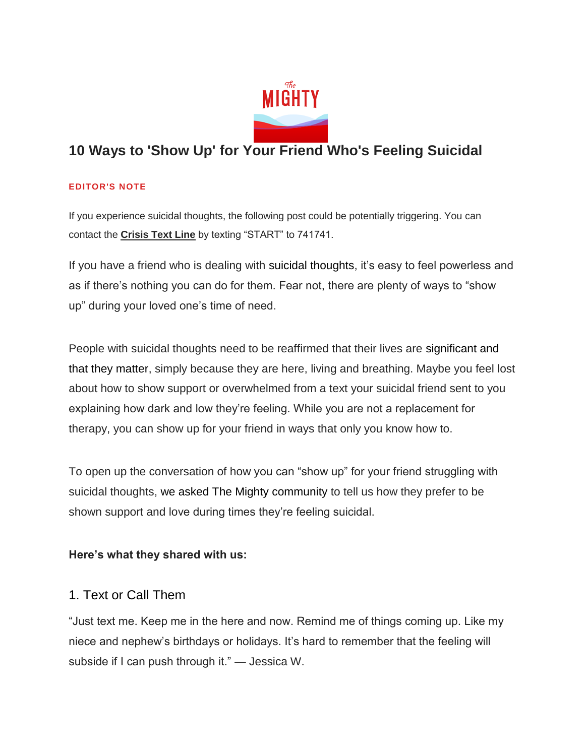# 10 Ways to 'Show Up' for Your Friend Who's Feeling Suicidal

**EDITOR'S NOTE**

If you experience suicidal thoughts, the following post could be potentially triggering. You can contact the **Crisis Text Line** by texting "START" to 741741.

If you have a friend who is dealing with suicidal thoughts, it's easy to feel powerless and as if there's nothing you can do for them. Fear not, there are plenty of ways to "show up" during your loved one's time of need.

People with suicidal thoughts need to be reaffirmed that their lives are significant and that they matter, simply because they are here, living and breathing. Maybe you feel lost about how to show support or overwhelmed from a text your suicidal friend sent to you explaining how dark and low they're feeling. While you are not a replacement for therapy, you can show up for your friend in ways that only you know how to.

To open up the conversation of how you can "show up" for your friend struggling with suicidal thoughts, we asked The Mighty community to tell us how they prefer to be shown support and love during times they're feeling suicidal.

**Here's what they shared with us:**

## 1. Text or Call Them

"Just text me. Keep me in the here and now. Remind me of things coming up. Like my niece and nephew's birthdays or holidays. It's hard to remember that the feeling will subside if I can push through it." — Jessica W.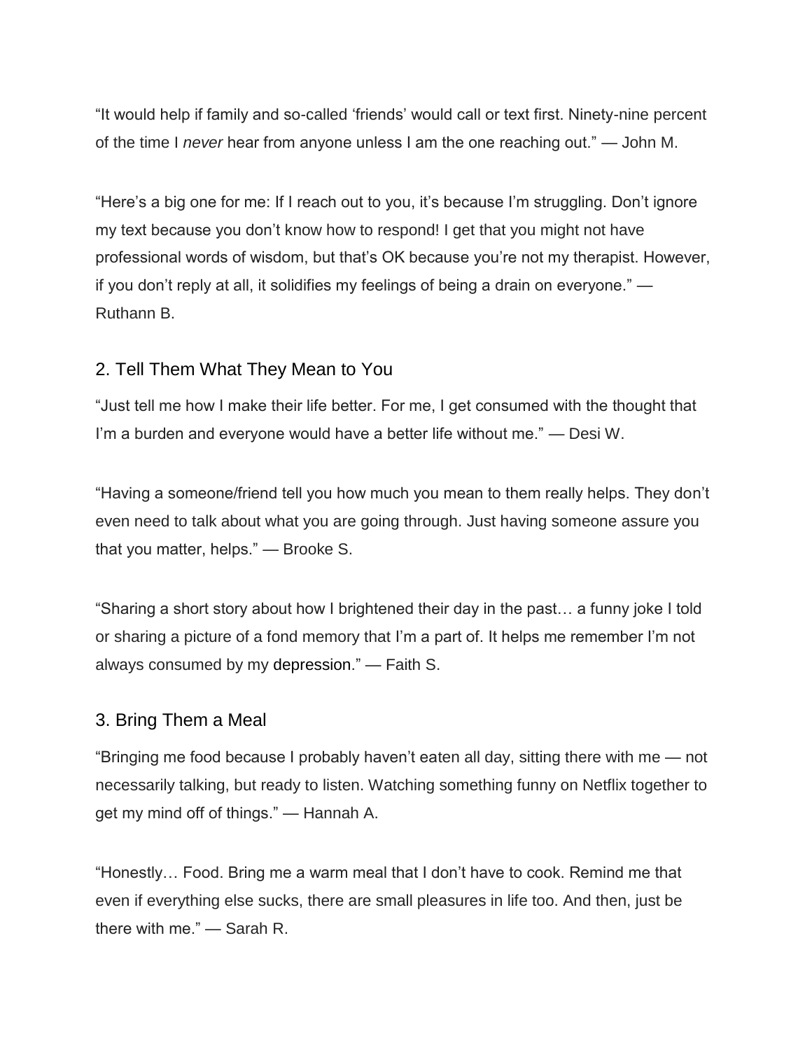"It would help if family and so-called 'friends' would call or text first. Ninety-nine percent of the time I *never* hear from anyone unless I am the one reaching out." — John M.

"Here's a big one for me: If I reach out to you, it's because I'm struggling. Don't ignore my text because you don't know how to respond! I get that you might not have professional words of wisdom, but that's OK because you're not my therapist. However, if you don't reply at all, it solidifies my feelings of being a drain on everyone." — Ruthann B.

## 2. Tell Them What They Mean to You

"Just tell me how I make their life better. For me, I get consumed with the thought that I'm a burden and everyone would have a better life without me." — Desi W.

"Having a someone/friend tell you how much you mean to them really helps. They don't even need to talk about what you are going through. Just having someone assure you that you matter, helps." — Brooke S.

"Sharing a short story about how I brightened their day in the past… a funny joke I told or sharing a picture of a fond memory that I'm a part of. It helps me remember I'm not always consumed by my depression." — Faith S.

## 3. Bring Them a Meal

"Bringing me food because I probably haven't eaten all day, sitting there with me — not necessarily talking, but ready to listen. Watching something funny on Netflix together to get my mind off of things." — Hannah A.

"Honestly… Food. Bring me a warm meal that I don't have to cook. Remind me that even if everything else sucks, there are small pleasures in life too. And then, just be there with me." — Sarah R.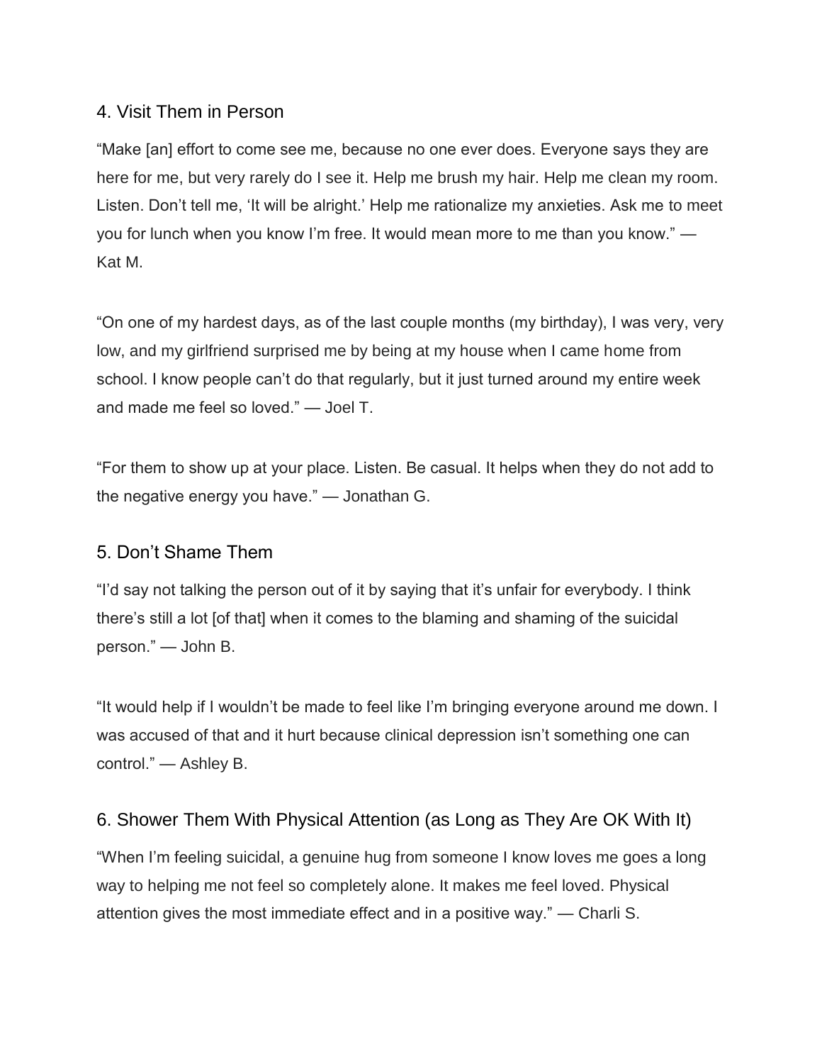## 4. Visit Them in Person

“Make [an] effort to come see me, because no one ever does. Everyone says they are here for me, but very rarely do I see it. Help me brush my hair. Help me clean my room. Listen. Don’t tell me, ‘It will be alright.’ Help me rationalize my anxieties. Ask me to meet you for lunch when you know I’m free. It would mean more to me than you know.” — Kat M.

“On one of my hardest days, as of the last couple months (my birthday), I was very, very low, and my girlfriend surprised me by being at my house when I came home from school. I know people can’t do that regularly, but it just turned around my entire week and made me feel so loved.” — Joel T.

“For them to show up at your place. Listen. Be casual. It helps when they do not add to the negative energy you have.” — Jonathan G.

## 5. Don’t Shame Them

“I’d say not talking the person out of it by saying that it’s unfair for everybody. I think there’s still a lot [of that] when it comes to the blaming and shaming of the suicidal person.” — John B.

“It would help if I wouldn’t be made to feel like I’m bringing everyone around me down. I was accused of that and it hurt because clinical depression isn’t something one can control.” — Ashley B.

## 6. Shower Them With Physical Attention (as Long as They Are OK With It)

“When I’m feeling suicidal, a genuine hug from someone I know loves me goes a long way to helping me not feel so completely alone. It makes me feel loved. Physical attention gives the most immediate effect and in a positive way.” — Charli S.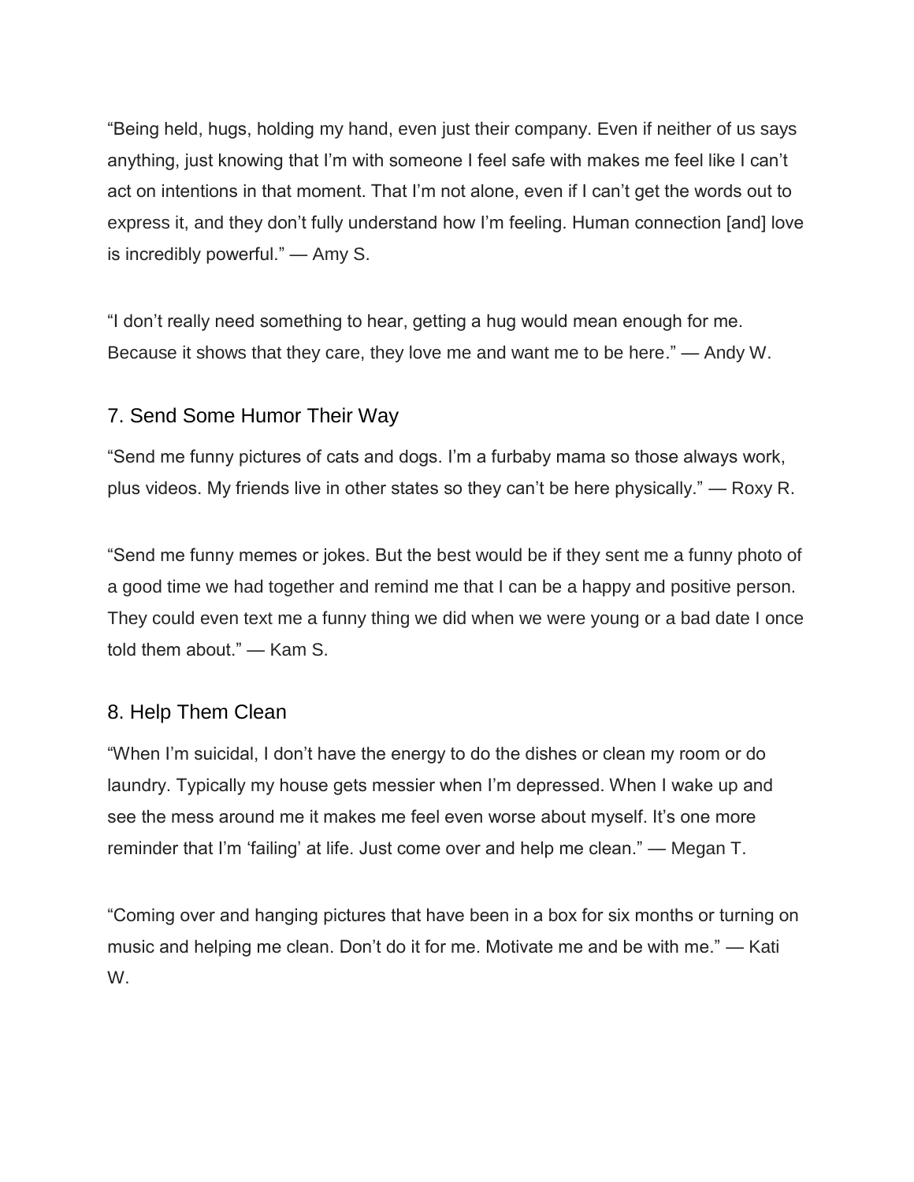“Being held, hugs, holding my hand, even just their company. Even if neither of us says anything, just knowing that I’m with someone I feel safe with makes me feel like I can’t act on intentions in that moment. That I’m not alone, even if I can’t get the words out to express it, and they don’t fully understand how I’m feeling. Human connection [and] love is incredibly powerful.” — Amy S.

“I don’t really need something to hear, getting a hug would mean enough for me. Because it shows that they care, they love me and want me to be here.” — Andy W.

## 7. Send Some Humor Their Way

“Send me funny pictures of cats and dogs. I’m a furbaby mama so those always work, plus videos. My friends live in other states so they can’t be here physically.” — Roxy R.

“Send me funny memes or jokes. But the best would be if they sent me a funny photo of a good time we had together and remind me that I can be a happy and positive person. They could even text me a funny thing we did when we were young or a bad date I once told them about.” — Kam S.

## 8. Help Them Clean

“When I’m suicidal, I don’t have the energy to do the dishes or clean my room or do laundry. Typically my house gets messier when I’m depressed. When I wake up and see the mess around me it makes me feel even worse about myself. It’s one more reminder that I’m ‘failing’ at life. Just come over and help me clean.” — Megan T.

“Coming over and hanging pictures that have been in a box for six months or turning on music and helping me clean. Don’t do it for me. Motivate me and be with me.” — Kati W.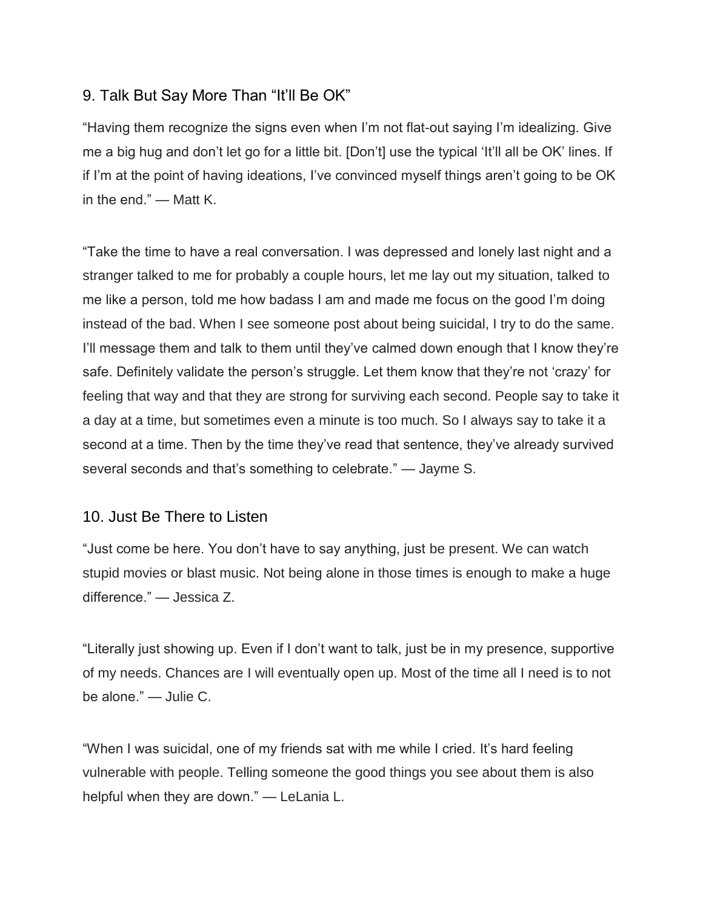## 9. Talk But Say More Than "It'll Be OK"

"Having them recognize the signs even when I'm not flat-out saying I'm idealizing. Give me a big hug and don't let go for a little bit. [Don't] use the typical 'It'll all be OK' lines. If if I'm at the point of having ideations, I've convinced myself things aren't going to be OK in the end." — Matt K.

"Take the time to have a real conversation. I was depressed and lonely last night and a stranger talked to me for probably a couple hours, let me lay out my situation, talked to me like a person, told me how badass I am and made me focus on the good I'm doing instead of the bad. When I see someone post about being suicidal, I try to do the same. I'll message them and talk to them until they've calmed down enough that I know they're safe. Definitely validate the person's struggle. Let them know that they're not 'crazy' for feeling that way and that they are strong for surviving each second. People say to take it a day at a time, but sometimes even a minute is too much. So I always say to take it a second at a time. Then by the time they've read that sentence, they've already survived several seconds and that's something to celebrate." — Jayme S.

## 10. Just Be There to Listen

"Just come be here. You don't have to say anything, just be present. We can watch stupid movies or blast music. Not being alone in those times is enough to make a huge difference." — Jessica Z.

"Literally just showing up. Even if I don't want to talk, just be in my presence, supportive of my needs. Chances are I will eventually open up. Most of the time all I need is to not be alone." — Julie C.

"When I was suicidal, one of my friends sat with me while I cried. It's hard feeling vulnerable with people. Telling someone the good things you see about them is also helpful when they are down." — LeLania L.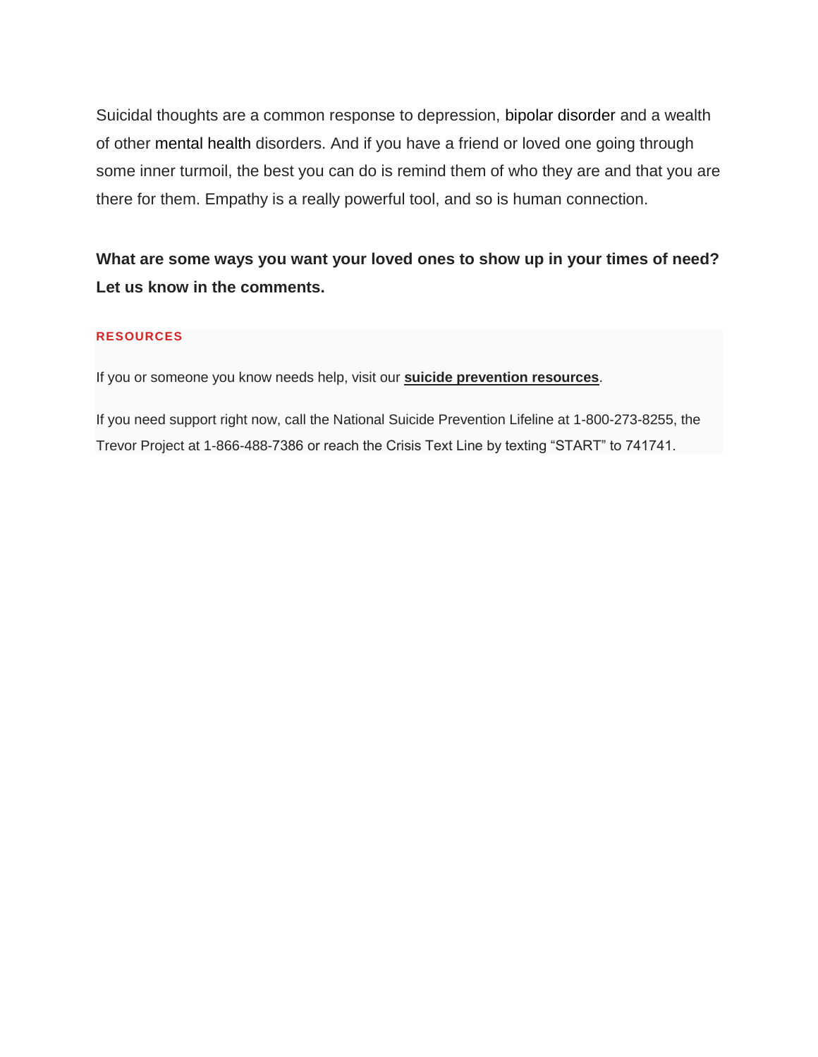Suicidal thoughts are a common response to depression, bipolar disorder and a wealth of other mental health disorders. And if you have a friend or loved one going through some inner turmoil, the best you can do is remind them of who they are and that you are there for them. Empathy is a really powerful tool, and so is human connection.

**What are some ways you want your loved ones to show up in your times of need? Let us know in the comments.**

**RESOURCES**

If you or someone you know needs help, visit our **suicide prevention resources**.

If you need support right now, call the National Suicide Prevention Lifeline at 1-800-273-8255, the Trevor Project at 1-866-488-7386 or reach the Crisis Text Line by texting “START” to 741741.